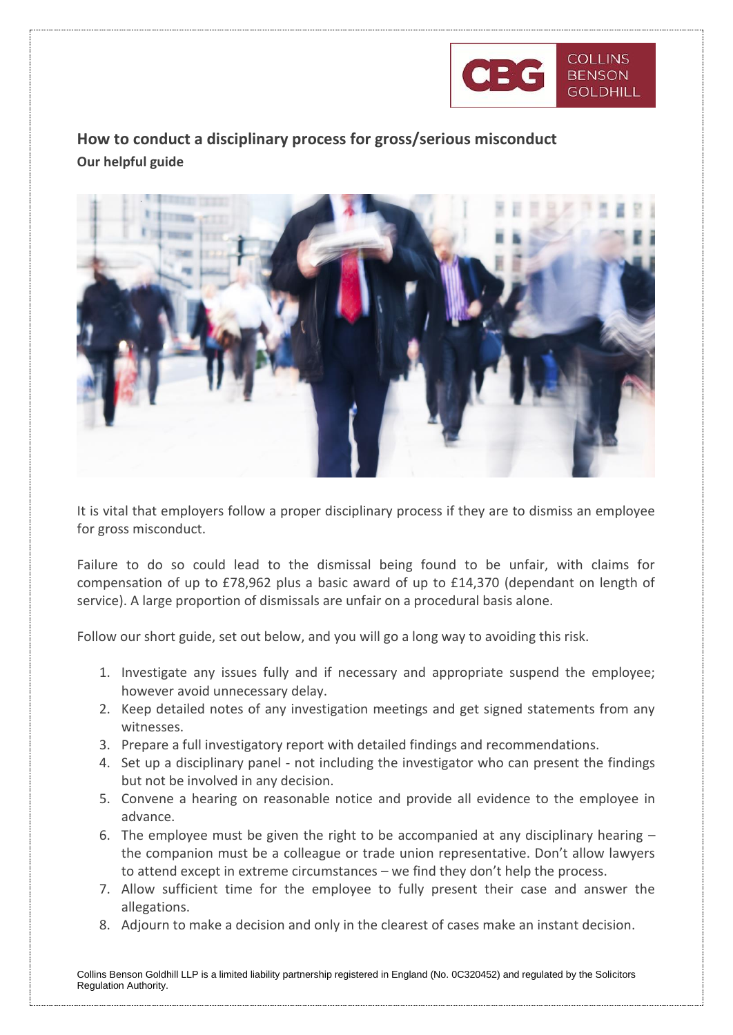## How to conduct a disciplinary process for gross/serious misconduct

### Our helpful guide

It is vital that employers follow a proper disciplinary process if they are to dismiss an employee for gross misconduct.

Failure to do so could lead to the dismissal being found to be unfair, with claims for compensation of up to £78,962 plus a basic award of up to £14,370 (dependant on length of service). A large proportion of dismissals are unfair on a procedural basis alone.

Follow our short guide, set out below, and you will go a long way to avoiding this risk.

1. Investigate any issues fully and if necessary and appropriate suspend the employee; however avoid unnecessary delay.
2. Keep detailed notes of any investigation meetings and get signed statements from any witnesses.
3. Prepare a full investigatory report with detailed findings and recommendations.
4. Set up a disciplinary panel - not including the investigator who can present the findings but not be involved in any decision.
5. Convene a hearing on reasonable notice and provide all evidence to the employee in advance.
6. The employee must be given the right to be accompanied at any disciplinary hearing – the companion must be a colleague or trade union representative. Don't allow lawyers to attend except in extreme circumstances – we find they don't help the process.
7. Allow sufficient time for the employee to fully present their case and answer the allegations.
8. Adjourn to make a decision and only in the clearest of cases make an instant decision.

Collins Benson Goldhill LLP is a limited liability partnership registered in England (No. 0C320452) and regulated by the Solicitors Regulation Authority.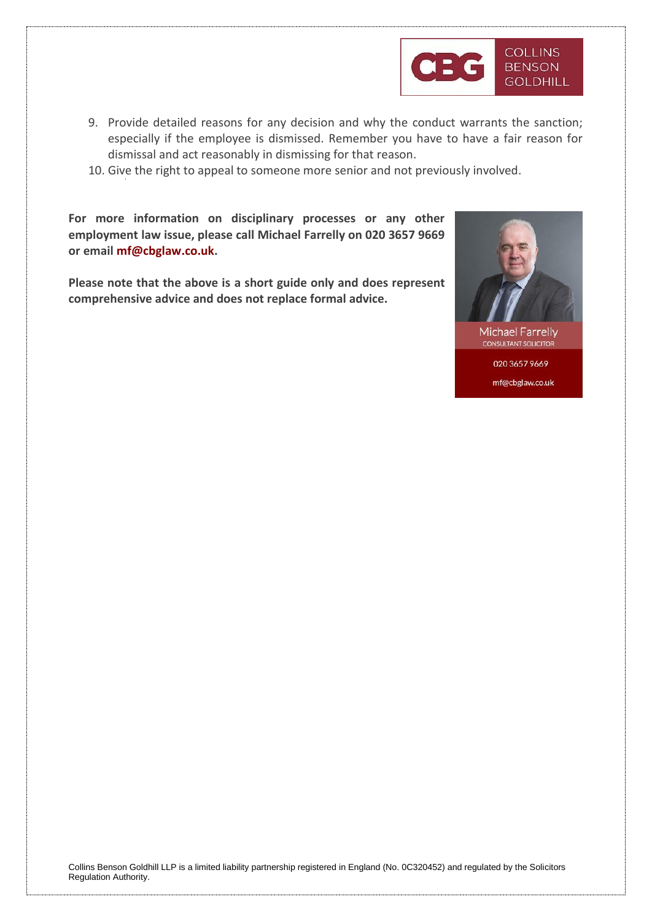9. Provide detailed reasons for any decision and why the conduct warrants the sanction; especially if the employee is dismissed. Remember you have to have a fair reason for dismissal and act reasonably in dismissing for that reason.
10. Give the right to appeal to someone more senior and not previously involved.

**For more information on disciplinary processes or any other employment law issue, please call Michael Farrelly on 020 3657 9669 or email mf@cbglaw.co.uk.**

**Please note that the above is a short guide only and does represent comprehensive advice and does not replace formal advice.**

Michael Farrelly
CONSULTANT SOLICITOR
020 3657 9669
mf@cbglaw.co.uk

Collins Benson Goldhill LLP is a limited liability partnership registered in England (No. 0C320452) and regulated by the Solicitors Regulation Authority.